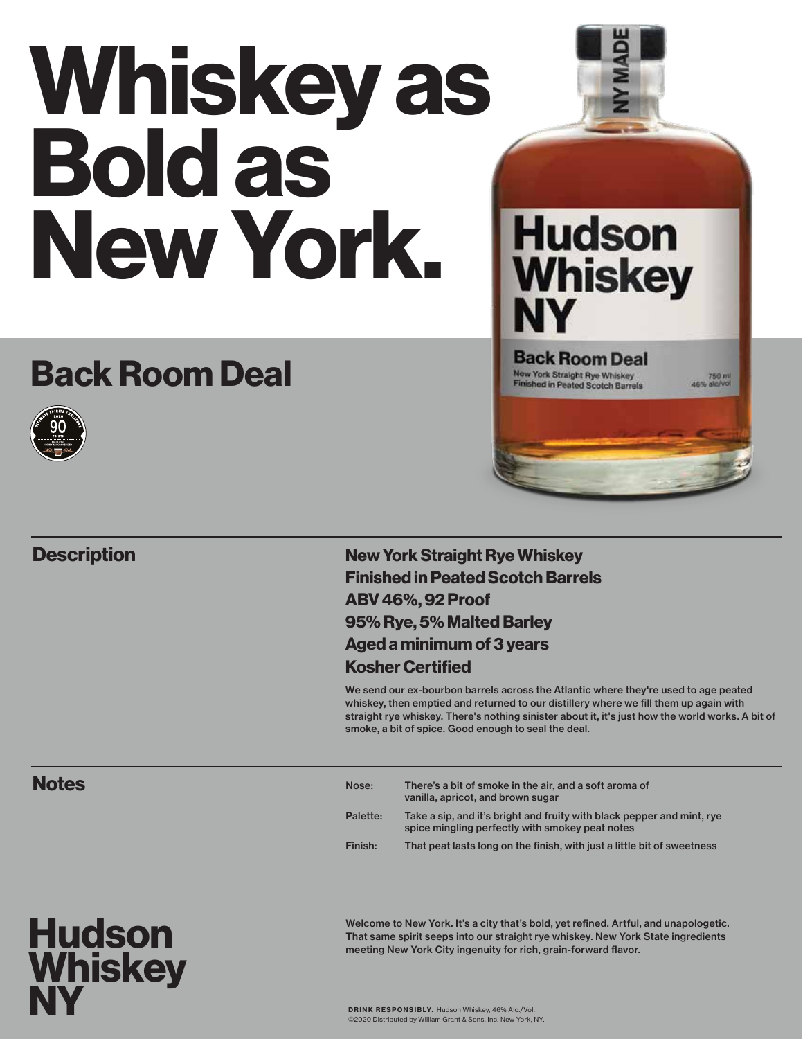# Whiskey as Bold as New York.

## Back Room Deal

## Description

**New York Straight Rye Whiskey**
**Finished in Peated Scotch Barrels**
**ABV 46%, 92 Proof**
**95% Rye, 5% Malted Barley**
**Aged a minimum of 3 years**
**Kosher Certified**

We send our ex-bourbon barrels across the Atlantic where they're used to age peated whiskey, then emptied and returned to our distillery where we fill them up again with straight rye whiskey. There's nothing sinister about it, it's just how the world works. A bit of smoke, a bit of spice. Good enough to seal the deal.

## Notes

| | |
|---|---|
| Nose: | There's a bit of smoke in the air, and a soft aroma of vanilla, apricot, and brown sugar |
| Palette: | Take a sip, and it's bright and fruity with black pepper and mint, rye spice mingling perfectly with smokey peat notes |
| Finish: | That peat lasts long on the finish, with just a little bit of sweetness |

**Hudson Whiskey NY**

Welcome to New York. It's a city that's bold, yet refined. Artful, and unapologetic. That same spirit seeps into our straight rye whiskey. New York State ingredients meeting New York City ingenuity for rich, grain-forward flavor.

**DRINK RESPONSIBLY.** Hudson Whiskey, 46% Alc./Vol.
©2020 Distributed by William Grant & Sons, Inc. New York, NY.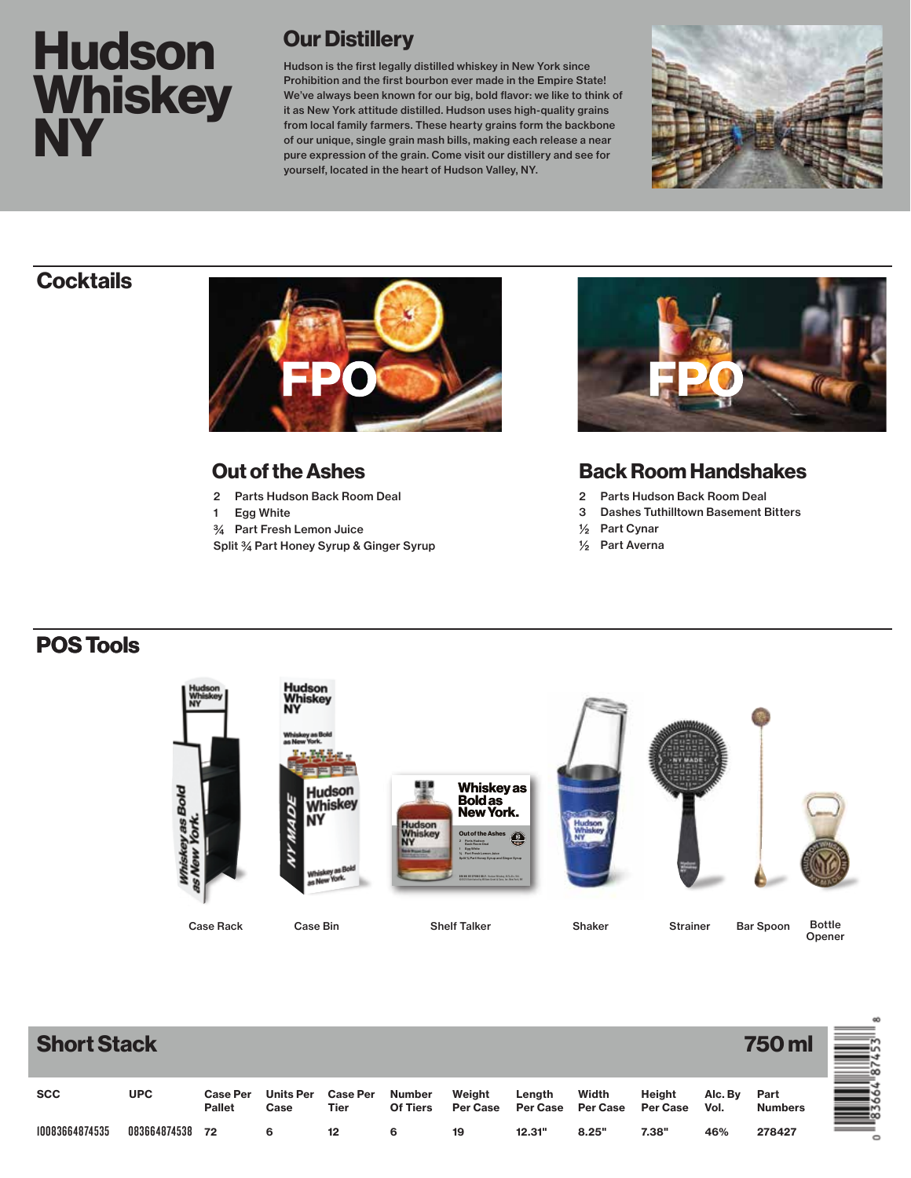# Hudson Whiskey NY

## Our Distillery

Hudson is the first legally distilled whiskey in New York since Prohibition and the first bourbon ever made in the Empire State! We've always been known for our big, bold flavor: we like to think of it as New York attitude distilled. Hudson uses high-quality grains from local family farmers. These hearty grains form the backbone of our unique, single grain mash bills, making each release a near pure expression of the grain. Come visit our distillery and see for yourself, located in the heart of Hudson Valley, NY.

## Cocktails

FPO

### Out of the Ashes

2 Parts Hudson Back Room Deal
1 Egg White
¾ Part Fresh Lemon Juice
Split ¾ Part Honey Syrup & Ginger Syrup

FPO

### Back Room Handshakes

2 Parts Hudson Back Room Deal
3 Dashes Tuthilltown Basement Bitters
½ Part Cynar
½ Part Averna

## POS Tools

Case Rack

Case Bin

Shelf Talker

Shaker

Strainer

Bar Spoon

Bottle Opener

## Short Stack — 750 ml

| SCC | UPC | Case Per Pallet | Units Per Case | Case Per Tier | Number Of Tiers | Weight Per Case | Length Per Case | Width Per Case | Height Per Case | Alc. By Vol. | Part Numbers |
|---|---|---|---|---|---|---|---|---|---|---|---|
| 10083664874535 | 083664874538 | 72 | 6 | 12 | 6 | 19 | 12.31" | 8.25" | 7.38" | 46% | 278427 |

0 83664 87453 8